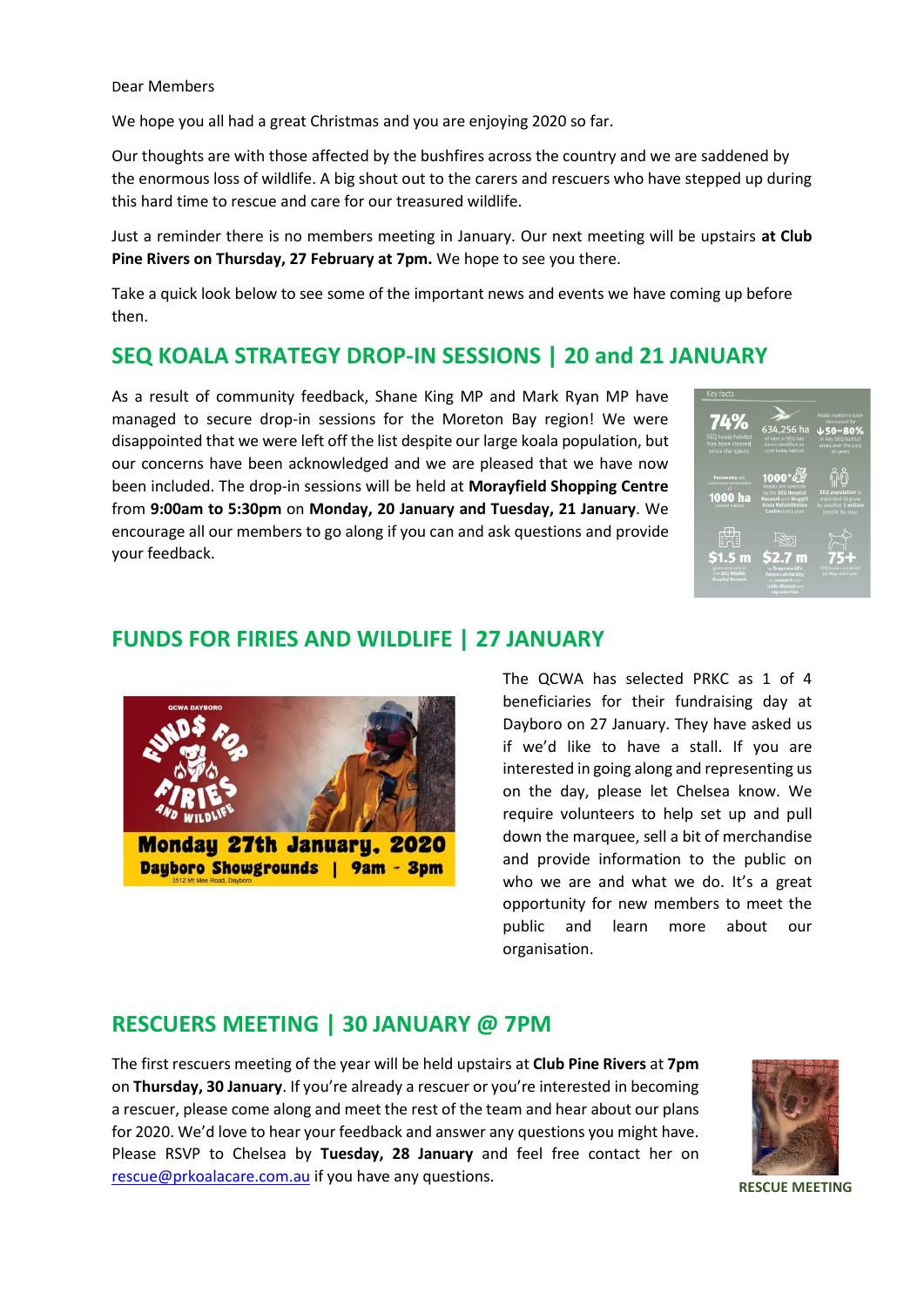Dear Members

We hope you all had a great Christmas and you are enjoying 2020 so far.

Our thoughts are with those affected by the bushfires across the country and we are saddened by the enormous loss of wildlife. A big shout out to the carers and rescuers who have stepped up during this hard time to rescue and care for our treasured wildlife.

Just a reminder there is no members meeting in January. Our next meeting will be upstairs **at Club Pine Rivers on Thursday, 27 February at 7pm.** We hope to see you there.

Take a quick look below to see some of the important news and events we have coming up before then.

## SEQ KOALA STRATEGY DROP-IN SESSIONS | 20 and 21 JANUARY

As a result of community feedback, Shane King MP and Mark Ryan MP have managed to secure drop-in sessions for the Moreton Bay region! We were disappointed that we were left off the list despite our large koala population, but our concerns have been acknowledged and we are pleased that we have now been included. The drop-in sessions will be held at **Morayfield Shopping Centre** from **9:00am to 5:30pm** on **Monday, 20 January and Tuesday, 21 January**. We encourage all our members to go along if you can and ask questions and provide your feedback.

## FUNDS FOR FIRIES AND WILDLIFE | 27 JANUARY

The QCWA has selected PRKC as 1 of 4 beneficiaries for their fundraising day at Dayboro on 27 January. They have asked us if we'd like to have a stall. If you are interested in going along and representing us on the day, please let Chelsea know. We require volunteers to help set up and pull down the marquee, sell a bit of merchandise and provide information to the public on who we are and what we do. It's a great opportunity for new members to meet the public and learn more about our organisation.

## RESCUERS MEETING | 30 JANUARY @ 7PM

The first rescuers meeting of the year will be held upstairs at **Club Pine Rivers** at **7pm** on **Thursday, 30 January**. If you're already a rescuer or you're interested in becoming a rescuer, please come along and meet the rest of the team and hear about our plans for 2020. We'd love to hear your feedback and answer any questions you might have. Please RSVP to Chelsea by **Tuesday, 28 January** and feel free contact her on rescue@prkoalacare.com.au if you have any questions.

**RESCUE MEETING**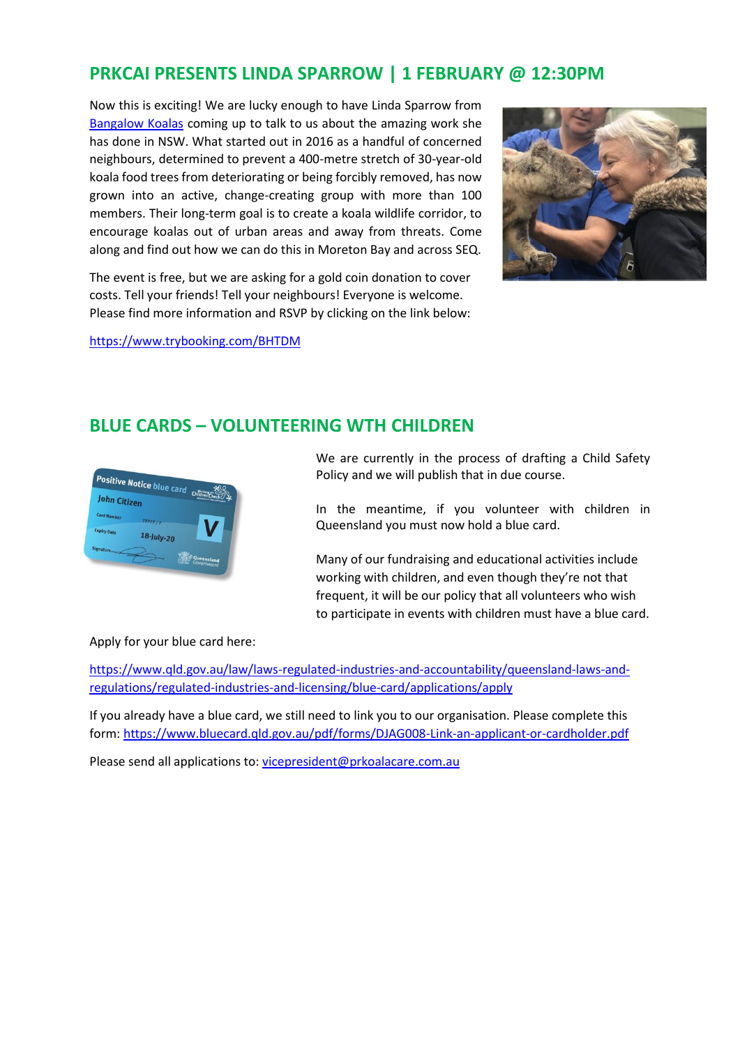## PRKCAI PRESENTS LINDA SPARROW | 1 FEBRUARY @ 12:30PM

Now this is exciting! We are lucky enough to have Linda Sparrow from [Bangalow Koalas] coming up to talk to us about the amazing work she has done in NSW. What started out in 2016 as a handful of concerned neighbours, determined to prevent a 400-metre stretch of 30-year-old koala food trees from deteriorating or being forcibly removed, has now grown into an active, change-creating group with more than 100 members. Their long-term goal is to create a koala wildlife corridor, to encourage koalas out of urban areas and away from threats. Come along and find out how we can do this in Moreton Bay and across SEQ.

The event is free, but we are asking for a gold coin donation to cover costs. Tell your friends! Tell your neighbours! Everyone is welcome. Please find more information and RSVP by clicking on the link below:

https://www.trybooking.com/BHTDM

## BLUE CARDS – VOLUNTEERING WTH CHILDREN

We are currently in the process of drafting a Child Safety Policy and we will publish that in due course.

In the meantime, if you volunteer with children in Queensland you must now hold a blue card.

Many of our fundraising and educational activities include working with children, and even though they're not that frequent, it will be our policy that all volunteers who wish to participate in events with children must have a blue card.

Apply for your blue card here:

https://www.qld.gov.au/law/laws-regulated-industries-and-accountability/queensland-laws-and-regulations/regulated-industries-and-licensing/blue-card/applications/apply

If you already have a blue card, we still need to link you to our organisation. Please complete this form: https://www.bluecard.qld.gov.au/pdf/forms/DJAG008-Link-an-applicant-or-cardholder.pdf

Please send all applications to: vicepresident@prkoalacare.com.au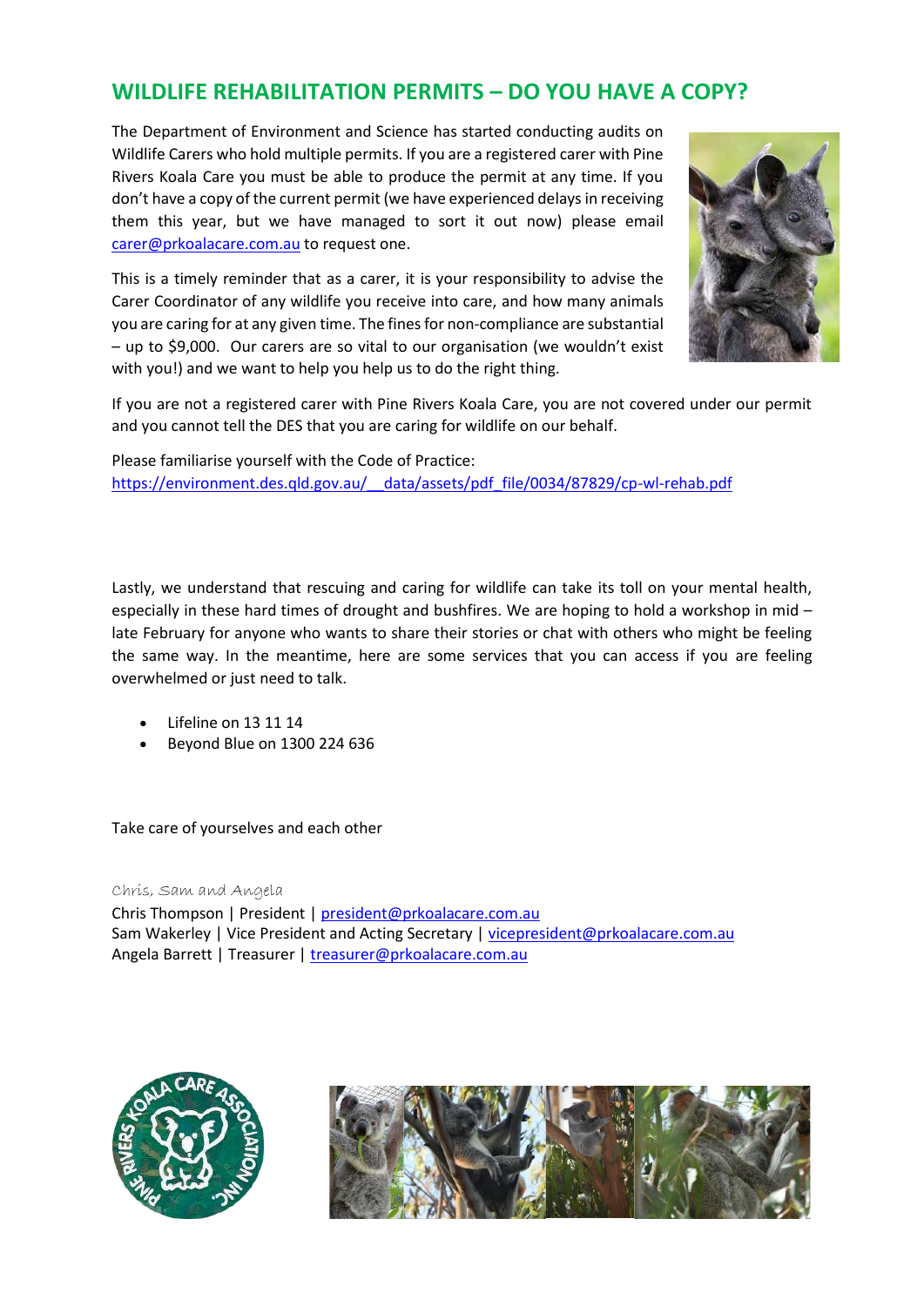## WILDLIFE REHABILITATION PERMITS – DO YOU HAVE A COPY?

The Department of Environment and Science has started conducting audits on Wildlife Carers who hold multiple permits. If you are a registered carer with Pine Rivers Koala Care you must be able to produce the permit at any time. If you don't have a copy of the current permit (we have experienced delays in receiving them this year, but we have managed to sort it out now) please email carer@prkoalacare.com.au to request one.

This is a timely reminder that as a carer, it is your responsibility to advise the Carer Coordinator of any wildlife you receive into care, and how many animals you are caring for at any given time. The fines for non-compliance are substantial – up to $9,000. Our carers are so vital to our organisation (we wouldn't exist with you!) and we want to help you help us to do the right thing.

If you are not a registered carer with Pine Rivers Koala Care, you are not covered under our permit and you cannot tell the DES that you are caring for wildlife on our behalf.

Please familiarise yourself with the Code of Practice:
https://environment.des.qld.gov.au/__data/assets/pdf_file/0034/87829/cp-wl-rehab.pdf

Lastly, we understand that rescuing and caring for wildlife can take its toll on your mental health, especially in these hard times of drought and bushfires. We are hoping to hold a workshop in mid – late February for anyone who wants to share their stories or chat with others who might be feeling the same way. In the meantime, here are some services that you can access if you are feeling overwhelmed or just need to talk.

- Lifeline on 13 11 14
- Beyond Blue on 1300 224 636

Take care of yourselves and each other

*Chris, Sam and Angela*

Chris Thompson | President | president@prkoalacare.com.au
Sam Wakerley | Vice President and Acting Secretary | vicepresident@prkoalacare.com.au
Angela Barrett | Treasurer | treasurer@prkoalacare.com.au